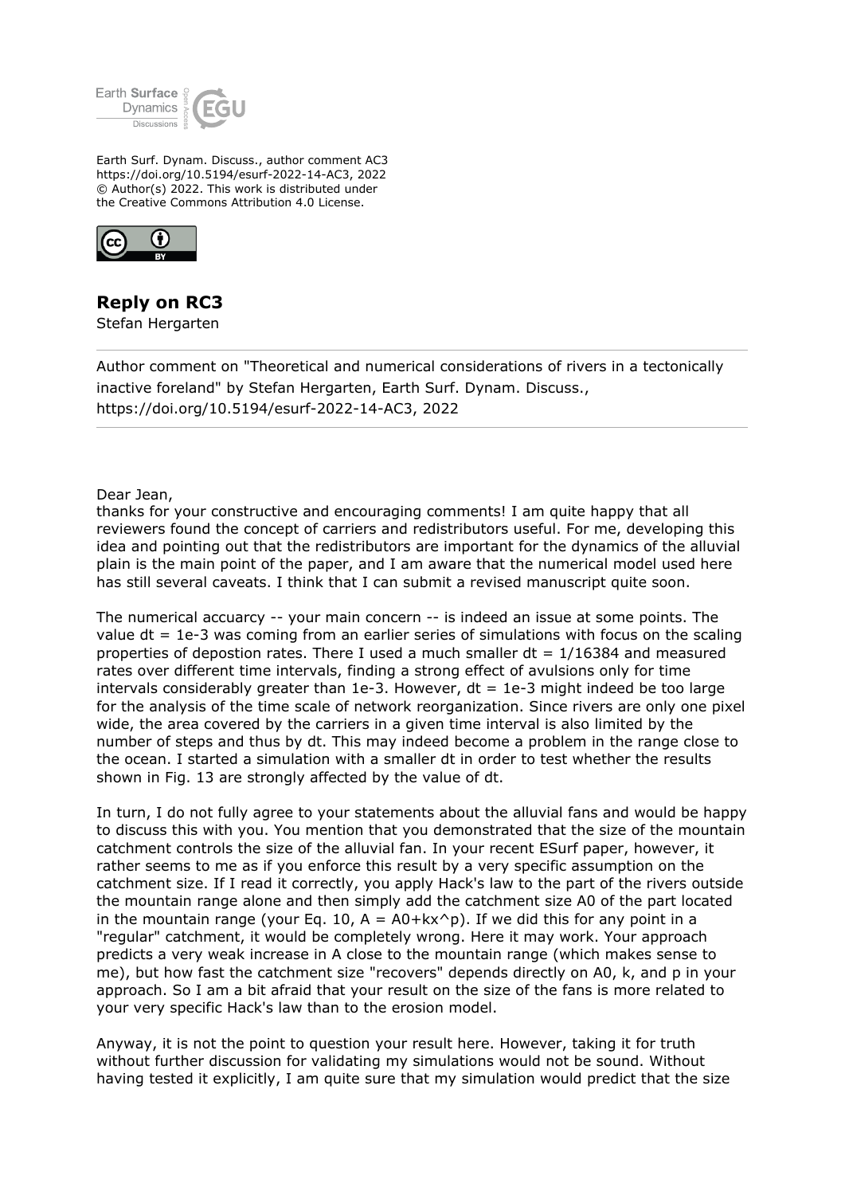Earth Surf. Dynam. Discuss., author comment AC3
https://doi.org/10.5194/esurf-2022-14-AC3, 2022
© Author(s) 2022. This work is distributed under
the Creative Commons Attribution 4.0 License.

# Reply on RC3

Stefan Hergarten

Author comment on "Theoretical and numerical considerations of rivers in a tectonically inactive foreland" by Stefan Hergarten, Earth Surf. Dynam. Discuss., https://doi.org/10.5194/esurf-2022-14-AC3, 2022

---

Dear Jean,

thanks for your constructive and encouraging comments! I am quite happy that all reviewers found the concept of carriers and redistributors useful. For me, developing this idea and pointing out that the redistributors are important for the dynamics of the alluvial plain is the main point of the paper, and I am aware that the numerical model used here has still several caveats. I think that I can submit a revised manuscript quite soon.

The numerical accuarcy -- your main concern -- is indeed an issue at some points. The value dt = 1e-3 was coming from an earlier series of simulations with focus on the scaling properties of depostion rates. There I used a much smaller dt = 1/16384 and measured rates over different time intervals, finding a strong effect of avulsions only for time intervals considerably greater than 1e-3. However, dt = 1e-3 might indeed be too large for the analysis of the time scale of network reorganization. Since rivers are only one pixel wide, the area covered by the carriers in a given time interval is also limited by the number of steps and thus by dt. This may indeed become a problem in the range close to the ocean. I started a simulation with a smaller dt in order to test whether the results shown in Fig. 13 are strongly affected by the value of dt.

In turn, I do not fully agree to your statements about the alluvial fans and would be happy to discuss this with you. You mention that you demonstrated that the size of the mountain catchment controls the size of the alluvial fan. In your recent ESurf paper, however, it rather seems to me as if you enforce this result by a very specific assumption on the catchment size. If I read it correctly, you apply Hack's law to the part of the rivers outside the mountain range alone and then simply add the catchment size A0 of the part located in the mountain range (your Eq. 10, A = A0+kx^p). If we did this for any point in a "regular" catchment, it would be completely wrong. Here it may work. Your approach predicts a very weak increase in A close to the mountain range (which makes sense to me), but how fast the catchment size "recovers" depends directly on A0, k, and p in your approach. So I am a bit afraid that your result on the size of the fans is more related to your very specific Hack's law than to the erosion model.

Anyway, it is not the point to question your result here. However, taking it for truth without further discussion for validating my simulations would not be sound. Without having tested it explicitly, I am quite sure that my simulation would predict that the size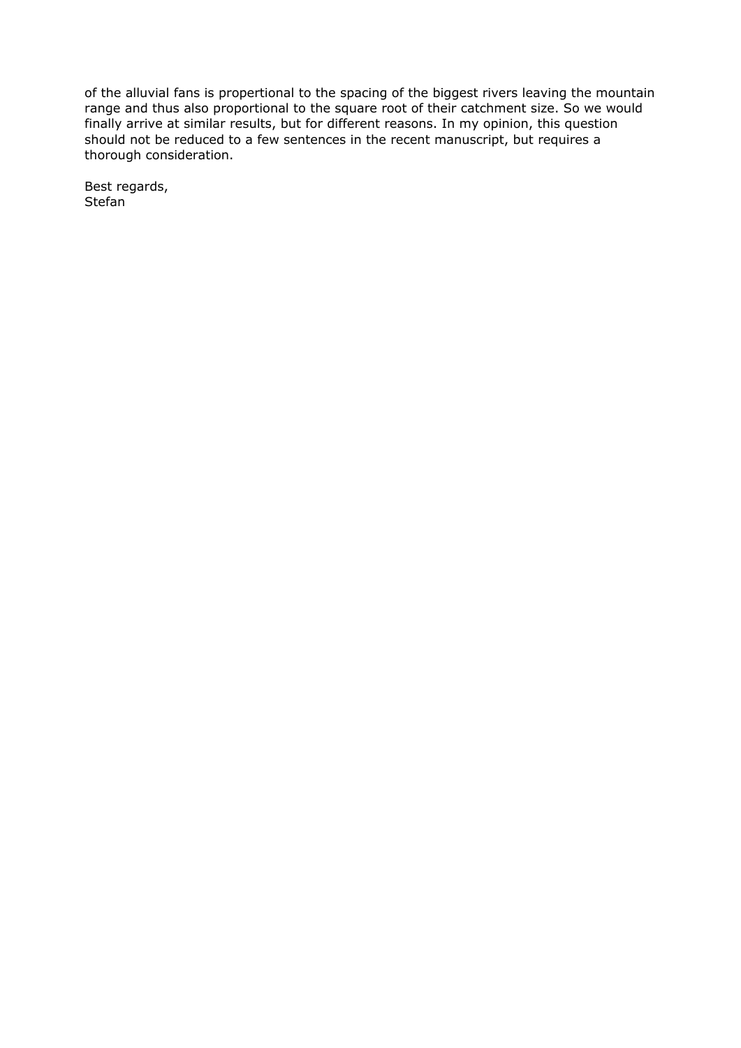of the alluvial fans is propertional to the spacing of the biggest rivers leaving the mountain range and thus also proportional to the square root of their catchment size. So we would finally arrive at similar results, but for different reasons. In my opinion, this question should not be reduced to a few sentences in the recent manuscript, but requires a thorough consideration.

Best regards,
Stefan